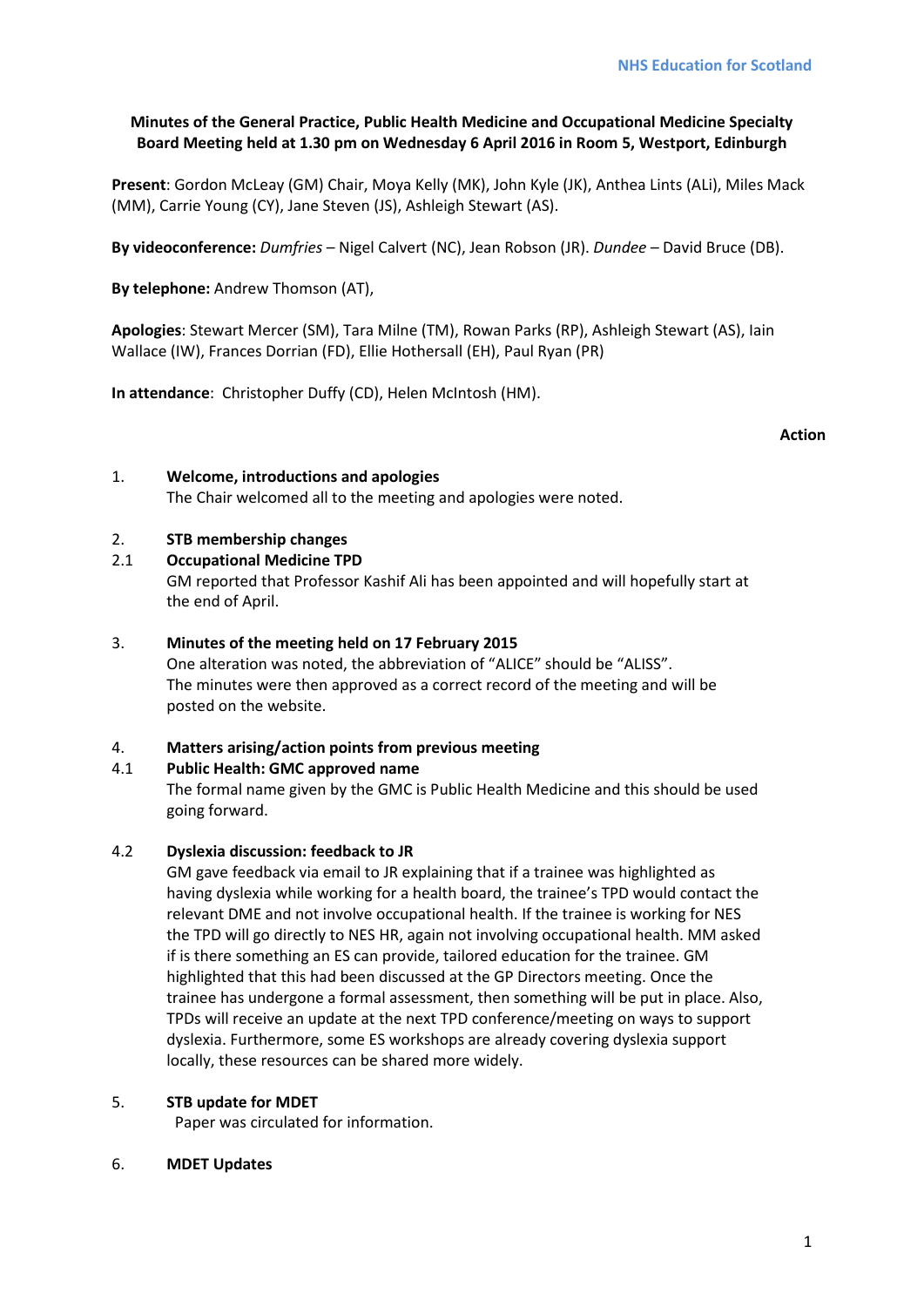NHS Education for Scotland

**Minutes of the General Practice, Public Health Medicine and Occupational Medicine Specialty Board Meeting held at 1.30 pm on Wednesday 6 April 2016 in Room 5, Westport, Edinburgh**

**Present**: Gordon McLeay (GM) Chair, Moya Kelly (MK), John Kyle (JK), Anthea Lints (ALi), Miles Mack (MM), Carrie Young (CY), Jane Steven (JS), Ashleigh Stewart (AS).

**By videoconference:** *Dumfries* – Nigel Calvert (NC), Jean Robson (JR). *Dundee* – David Bruce (DB).

**By telephone:** Andrew Thomson (AT),

**Apologies**: Stewart Mercer (SM), Tara Milne (TM), Rowan Parks (RP), Ashleigh Stewart (AS), Iain Wallace (IW), Frances Dorrian (FD), Ellie Hothersall (EH), Paul Ryan (PR)

**In attendance**: Christopher Duffy (CD), Helen McIntosh (HM).

**Action**

1. **Welcome, introductions and apologies**
   The Chair welcomed all to the meeting and apologies were noted.

2. **STB membership changes**

2.1 **Occupational Medicine TPD**
   GM reported that Professor Kashif Ali has been appointed and will hopefully start at the end of April.

3. **Minutes of the meeting held on 17 February 2015**
   One alteration was noted, the abbreviation of "ALICE" should be "ALISS".
   The minutes were then approved as a correct record of the meeting and will be posted on the website.

4. **Matters arising/action points from previous meeting**

4.1 **Public Health: GMC approved name**
   The formal name given by the GMC is Public Health Medicine and this should be used going forward.

4.2 **Dyslexia discussion: feedback to JR**
   GM gave feedback via email to JR explaining that if a trainee was highlighted as having dyslexia while working for a health board, the trainee's TPD would contact the relevant DME and not involve occupational health. If the trainee is working for NES the TPD will go directly to NES HR, again not involving occupational health. MM asked if is there something an ES can provide, tailored education for the trainee. GM highlighted that this had been discussed at the GP Directors meeting. Once the trainee has undergone a formal assessment, then something will be put in place. Also, TPDs will receive an update at the next TPD conference/meeting on ways to support dyslexia. Furthermore, some ES workshops are already covering dyslexia support locally, these resources can be shared more widely.

5. **STB update for MDET**
   Paper was circulated for information.

6. **MDET Updates**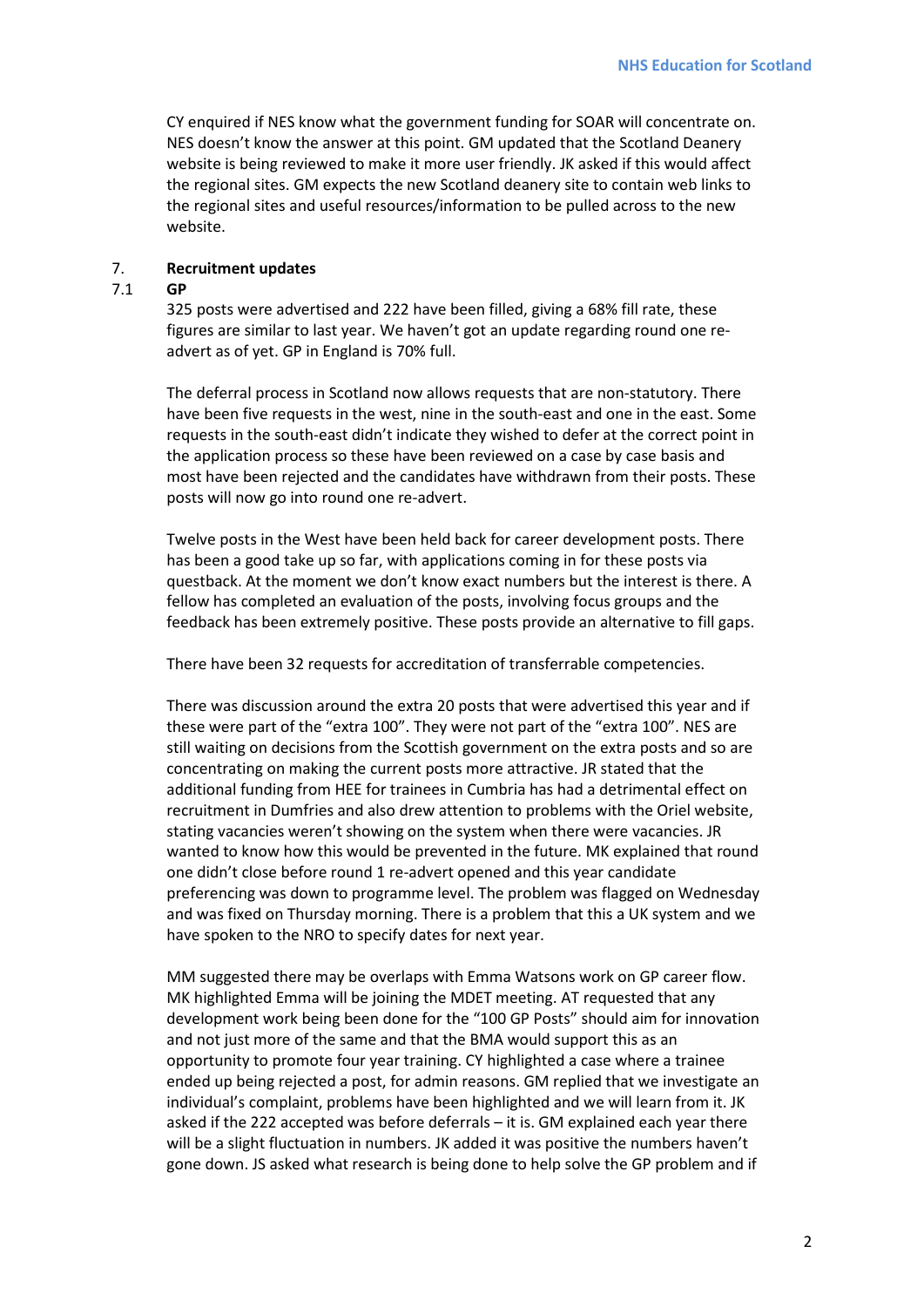CY enquired if NES know what the government funding for SOAR will concentrate on. NES doesn't know the answer at this point. GM updated that the Scotland Deanery website is being reviewed to make it more user friendly. JK asked if this would affect the regional sites. GM expects the new Scotland deanery site to contain web links to the regional sites and useful resources/information to be pulled across to the new website.

## 7. Recruitment updates

### 7.1 GP

325 posts were advertised and 222 have been filled, giving a 68% fill rate, these figures are similar to last year. We haven't got an update regarding round one re-advert as of yet. GP in England is 70% full.

The deferral process in Scotland now allows requests that are non-statutory. There have been five requests in the west, nine in the south-east and one in the east. Some requests in the south-east didn't indicate they wished to defer at the correct point in the application process so these have been reviewed on a case by case basis and most have been rejected and the candidates have withdrawn from their posts. These posts will now go into round one re-advert.

Twelve posts in the West have been held back for career development posts. There has been a good take up so far, with applications coming in for these posts via questback. At the moment we don't know exact numbers but the interest is there. A fellow has completed an evaluation of the posts, involving focus groups and the feedback has been extremely positive. These posts provide an alternative to fill gaps.

There have been 32 requests for accreditation of transferrable competencies.

There was discussion around the extra 20 posts that were advertised this year and if these were part of the "extra 100". They were not part of the "extra 100". NES are still waiting on decisions from the Scottish government on the extra posts and so are concentrating on making the current posts more attractive. JR stated that the additional funding from HEE for trainees in Cumbria has had a detrimental effect on recruitment in Dumfries and also drew attention to problems with the Oriel website, stating vacancies weren't showing on the system when there were vacancies. JR wanted to know how this would be prevented in the future. MK explained that round one didn't close before round 1 re-advert opened and this year candidate preferencing was down to programme level. The problem was flagged on Wednesday and was fixed on Thursday morning. There is a problem that this a UK system and we have spoken to the NRO to specify dates for next year.

MM suggested there may be overlaps with Emma Watsons work on GP career flow. MK highlighted Emma will be joining the MDET meeting. AT requested that any development work being been done for the "100 GP Posts" should aim for innovation and not just more of the same and that the BMA would support this as an opportunity to promote four year training. CY highlighted a case where a trainee ended up being rejected a post, for admin reasons. GM replied that we investigate an individual's complaint, problems have been highlighted and we will learn from it. JK asked if the 222 accepted was before deferrals – it is. GM explained each year there will be a slight fluctuation in numbers. JK added it was positive the numbers haven't gone down. JS asked what research is being done to help solve the GP problem and if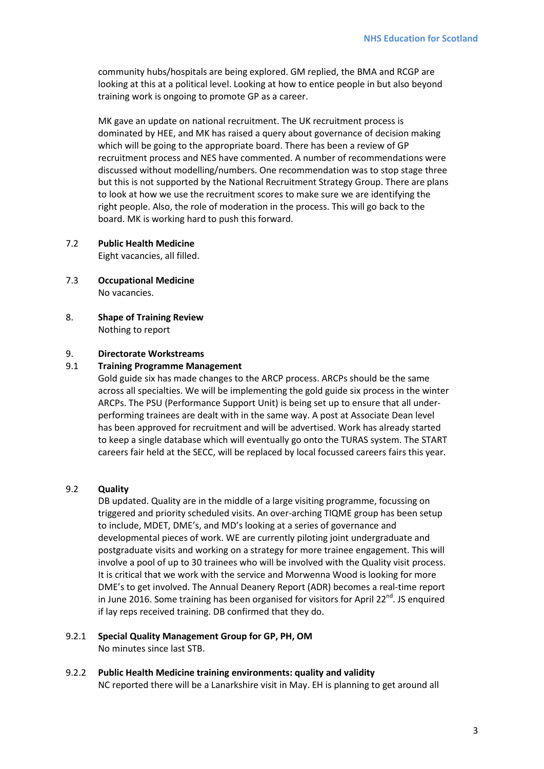community hubs/hospitals are being explored. GM replied, the BMA and RCGP are looking at this at a political level. Looking at how to entice people in but also beyond training work is ongoing to promote GP as a career.

MK gave an update on national recruitment. The UK recruitment process is dominated by HEE, and MK has raised a query about governance of decision making which will be going to the appropriate board. There has been a review of GP recruitment process and NES have commented. A number of recommendations were discussed without modelling/numbers. One recommendation was to stop stage three but this is not supported by the National Recruitment Strategy Group. There are plans to look at how we use the recruitment scores to make sure we are identifying the right people. Also, the role of moderation in the process. This will go back to the board. MK is working hard to push this forward.

7.2 **Public Health Medicine**

Eight vacancies, all filled.

7.3 **Occupational Medicine**

No vacancies.

8. **Shape of Training Review**

Nothing to report

9. **Directorate Workstreams**

9.1 **Training Programme Management**

Gold guide six has made changes to the ARCP process. ARCPs should be the same across all specialties. We will be implementing the gold guide six process in the winter ARCPs. The PSU (Performance Support Unit) is being set up to ensure that all under-performing trainees are dealt with in the same way. A post at Associate Dean level has been approved for recruitment and will be advertised. Work has already started to keep a single database which will eventually go onto the TURAS system. The START careers fair held at the SECC, will be replaced by local focussed careers fairs this year.

9.2 **Quality**

DB updated. Quality are in the middle of a large visiting programme, focussing on triggered and priority scheduled visits. An over-arching TIQME group has been setup to include, MDET, DME's, and MD's looking at a series of governance and developmental pieces of work. WE are currently piloting joint undergraduate and postgraduate visits and working on a strategy for more trainee engagement. This will involve a pool of up to 30 trainees who will be involved with the Quality visit process. It is critical that we work with the service and Morwenna Wood is looking for more DME's to get involved. The Annual Deanery Report (ADR) becomes a real-time report in June 2016. Some training has been organised for visitors for April 22nd. JS enquired if lay reps received training. DB confirmed that they do.

9.2.1 **Special Quality Management Group for GP, PH, OM**

No minutes since last STB.

9.2.2 **Public Health Medicine training environments: quality and validity**

NC reported there will be a Lanarkshire visit in May. EH is planning to get around all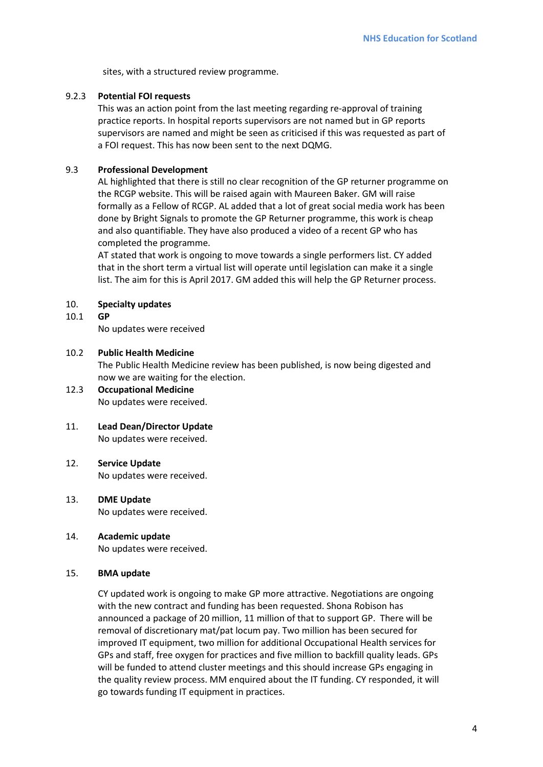sites, with a structured review programme.

9.2.3 **Potential FOI requests**

This was an action point from the last meeting regarding re-approval of training practice reports. In hospital reports supervisors are not named but in GP reports supervisors are named and might be seen as criticised if this was requested as part of a FOI request. This has now been sent to the next DQMG.

9.3 **Professional Development**

AL highlighted that there is still no clear recognition of the GP returner programme on the RCGP website. This will be raised again with Maureen Baker. GM will raise formally as a Fellow of RCGP. AL added that a lot of great social media work has been done by Bright Signals to promote the GP Returner programme, this work is cheap and also quantifiable. They have also produced a video of a recent GP who has completed the programme.

AT stated that work is ongoing to move towards a single performers list. CY added that in the short term a virtual list will operate until legislation can make it a single list. The aim for this is April 2017. GM added this will help the GP Returner process.

10. **Specialty updates**

10.1 **GP**

No updates were received

10.2 **Public Health Medicine**

The Public Health Medicine review has been published, is now being digested and now we are waiting for the election.

12.3 **Occupational Medicine**

No updates were received.

11. **Lead Dean/Director Update**

No updates were received.

12. **Service Update**

No updates were received.

13. **DME Update**

No updates were received.

14. **Academic update**

No updates were received.

15. **BMA update**

CY updated work is ongoing to make GP more attractive. Negotiations are ongoing with the new contract and funding has been requested. Shona Robison has announced a package of 20 million, 11 million of that to support GP. There will be removal of discretionary mat/pat locum pay. Two million has been secured for improved IT equipment, two million for additional Occupational Health services for GPs and staff, free oxygen for practices and five million to backfill quality leads. GPs will be funded to attend cluster meetings and this should increase GPs engaging in the quality review process. MM enquired about the IT funding. CY responded, it will go towards funding IT equipment in practices.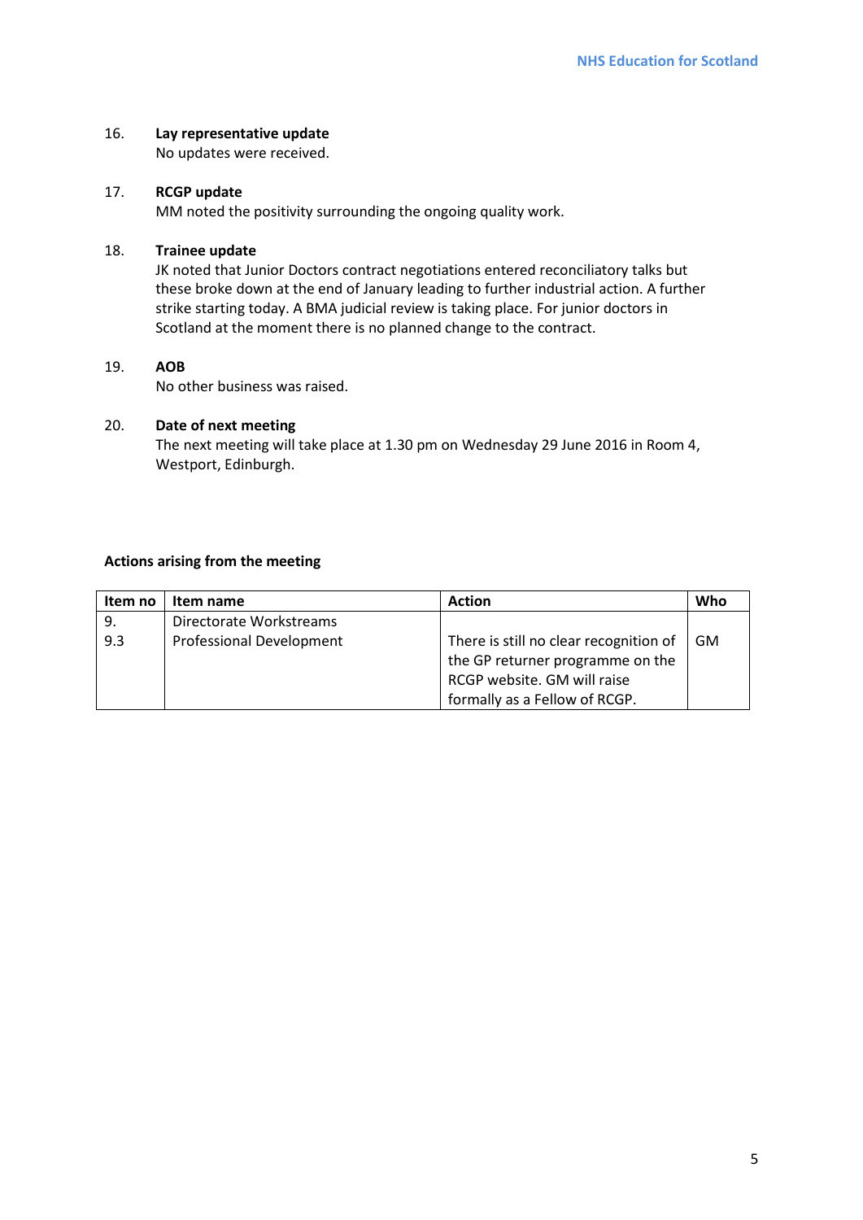16. **Lay representative update**
    No updates were received.

17. **RCGP update**
    MM noted the positivity surrounding the ongoing quality work.

18. **Trainee update**
    JK noted that Junior Doctors contract negotiations entered reconciliatory talks but these broke down at the end of January leading to further industrial action. A further strike starting today. A BMA judicial review is taking place. For junior doctors in Scotland at the moment there is no planned change to the contract.

19. **AOB**
    No other business was raised.

20. **Date of next meeting**
    The next meeting will take place at 1.30 pm on Wednesday 29 June 2016 in Room 4, Westport, Edinburgh.

**Actions arising from the meeting**

| Item no | Item name | Action | Who |
|---|---|---|---|
| 9. | Directorate Workstreams | | |
| 9.3 | Professional Development | There is still no clear recognition of the GP returner programme on the RCGP website. GM will raise formally as a Fellow of RCGP. | GM |